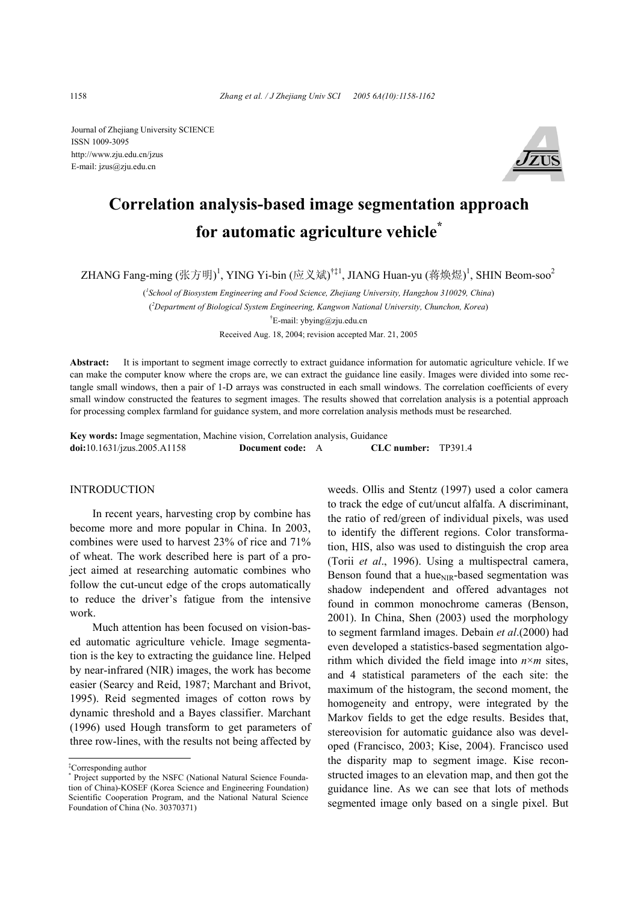Journal of Zhejiang University SCIENCE
ISSN 1009-3095
http://www.zju.edu.cn/jzus
E-mail: jzus@zju.edu.cn

# Correlation analysis-based image segmentation approach for automatic agriculture vehicle*

ZHANG Fang-ming (张方明)[1], YING Yi-bin (应义斌)[†‡1], JIANG Huan-yu (蒋焕煜)[1], SHIN Beom-soo[2]

([1]School of Biosystem Engineering and Food Science, Zhejiang University, Hangzhou 310029, China)

([2]Department of Biological System Engineering, Kangwon National University, Chunchon, Korea)

[†]E-mail: ybying@zju.edu.cn

Received Aug. 18, 2004; revision accepted Mar. 21, 2005

**Abstract:** It is important to segment image correctly to extract guidance information for automatic agriculture vehicle. If we can make the computer know where the crops are, we can extract the guidance line easily. Images were divided into some rectangle small windows, then a pair of 1-D arrays was constructed in each small windows. The correlation coefficients of every small window constructed the features to segment images. The results showed that correlation analysis is a potential approach for processing complex farmland for guidance system, and more correlation analysis methods must be researched.

**Key words:** Image segmentation, Machine vision, Correlation analysis, Guidance

**doi:**10.1631/jzus.2005.A1158 **Document code:** A **CLC number:** TP391.4

## INTRODUCTION

In recent years, harvesting crop by combine has become more and more popular in China. In 2003, combines were used to harvest 23% of rice and 71% of wheat. The work described here is part of a project aimed at researching automatic combines who follow the cut-uncut edge of the crops automatically to reduce the driver's fatigue from the intensive work.

Much attention has been focused on vision-based automatic agriculture vehicle. Image segmentation is the key to extracting the guidance line. Helped by near-infrared (NIR) images, the work has become easier (Searcy and Reid, 1987; Marchant and Brivot, 1995). Reid segmented images of cotton rows by dynamic threshold and a Bayes classifier. Marchant (1996) used Hough transform to get parameters of three row-lines, with the results not being affected by weeds. Ollis and Stentz (1997) used a color camera to track the edge of cut/uncut alfalfa. A discriminant, the ratio of red/green of individual pixels, was used to identify the different regions. Color transformation, HIS, also was used to distinguish the crop area (Torii *et al*., 1996). Using a multispectral camera, Benson found that a $hue_{NIR}$-based segmentation was shadow independent and offered advantages not found in common monochrome cameras (Benson, 2001). In China, Shen (2003) used the morphology to segment farmland images. Debain *et al*.(2000) had even developed a statistics-based segmentation algorithm which divided the field image into $n \times m$ sites, and 4 statistical parameters of the each site: the maximum of the histogram, the second moment, the homogeneity and entropy, were integrated by the Markov fields to get the edge results. Besides that, stereovision for automatic guidance also was developed (Francisco, 2003; Kise, 2004). Francisco used the disparity map to segment image. Kise reconstructed images to an elevation map, and then got the guidance line. As we can see that lots of methods segmented image only based on a single pixel. But

---

‡Corresponding author

\* Project supported by the NSFC (National Natural Science Foundation of China)-KOSEF (Korea Science and Engineering Foundation) Scientific Cooperation Program, and the National Natural Science Foundation of China (No. 30370371)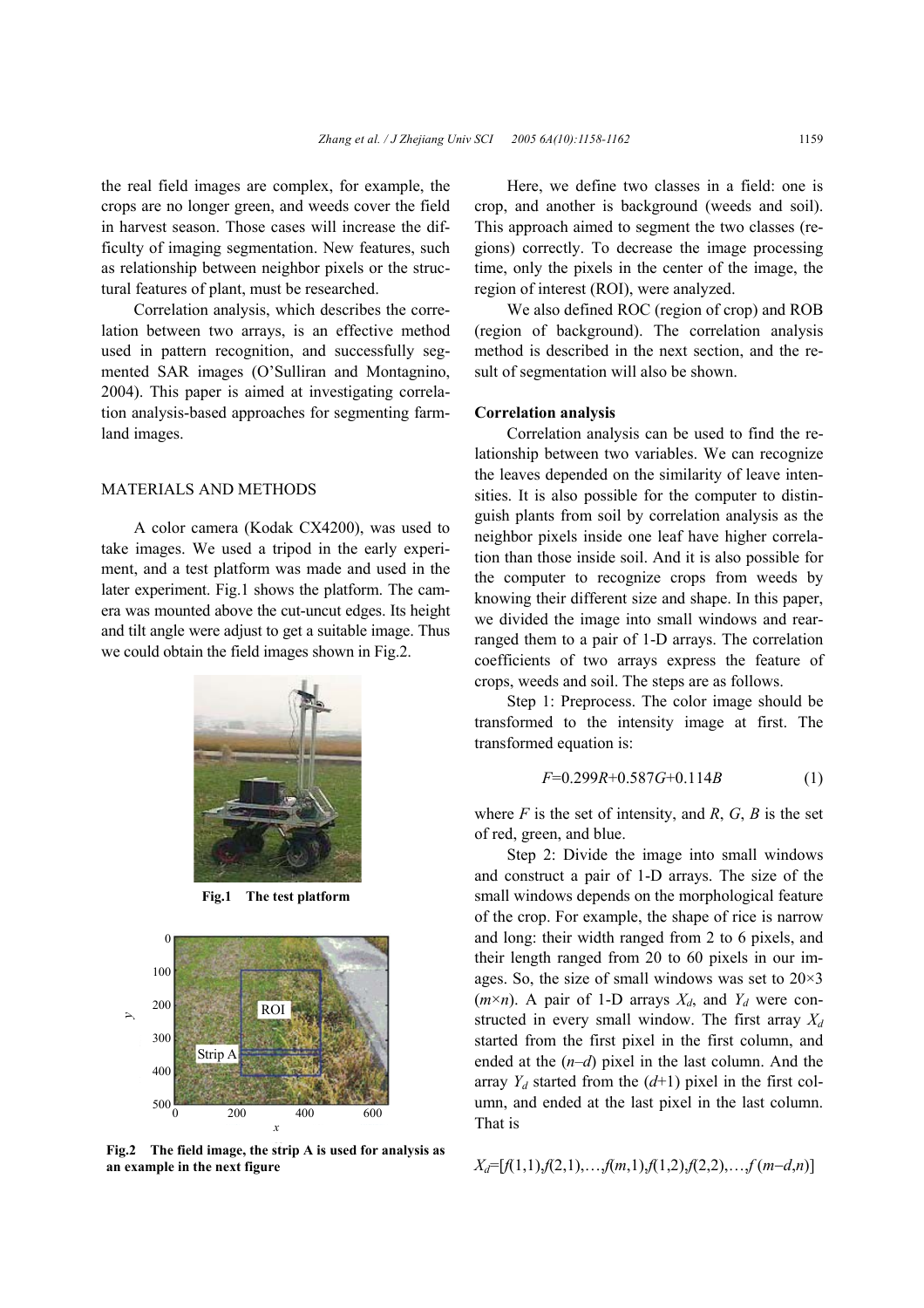the real field images are complex, for example, the crops are no longer green, and weeds cover the field in harvest season. Those cases will increase the difficulty of imaging segmentation. New features, such as relationship between neighbor pixels or the structural features of plant, must be researched.

Correlation analysis, which describes the correlation between two arrays, is an effective method used in pattern recognition, and successfully segmented SAR images (O'Sulliran and Montagnino, 2004). This paper is aimed at investigating correlation analysis-based approaches for segmenting farmland images.

## MATERIALS AND METHODS

A color camera (Kodak CX4200), was used to take images. We used a tripod in the early experiment, and a test platform was made and used in the later experiment. Fig.1 shows the platform. The camera was mounted above the cut-uncut edges. Its height and tilt angle were adjust to get a suitable image. Thus we could obtain the field images shown in Fig.2.

**Fig.1 The test platform**

**Fig.2 The field image, the strip A is used for analysis as an example in the next figure**

Here, we define two classes in a field: one is crop, and another is background (weeds and soil). This approach aimed to segment the two classes (regions) correctly. To decrease the image processing time, only the pixels in the center of the image, the region of interest (ROI), were analyzed.

We also defined ROC (region of crop) and ROB (region of background). The correlation analysis method is described in the next section, and the result of segmentation will also be shown.

### Correlation analysis

Correlation analysis can be used to find the relationship between two variables. We can recognize the leaves depended on the similarity of leave intensities. It is also possible for the computer to distinguish plants from soil by correlation analysis as the neighbor pixels inside one leaf have higher correlation than those inside soil. And it is also possible for the computer to recognize crops from weeds by knowing their different size and shape. In this paper, we divided the image into small windows and rearranged them to a pair of 1-D arrays. The correlation coefficients of two arrays express the feature of crops, weeds and soil. The steps are as follows.

Step 1: Preprocess. The color image should be transformed to the intensity image at first. The transformed equation is:

$$F=0.299R+0.587G+0.114B \tag{1}$$

where $F$ is the set of intensity, and $R$, $G$, $B$ is the set of red, green, and blue.

Step 2: Divide the image into small windows and construct a pair of 1-D arrays. The size of the small windows depends on the morphological feature of the crop. For example, the shape of rice is narrow and long: their width ranged from 2 to 6 pixels, and their length ranged from 20 to 60 pixels in our images. So, the size of small windows was set to 20×3 ($m\times n$). A pair of 1-D arrays $X_d$, and $Y_d$ were constructed in every small window. The first array $X_d$ started from the first pixel in the first column, and ended at the ($n-d$) pixel in the last column. And the array $Y_d$ started from the ($d$+1) pixel in the first column, and ended at the last pixel in the last column. That is

$$X_d=[f(1,1),f(2,1),\ldots,f(m,1),f(1,2),f(2,2),\ldots,f(m-d,n)]$$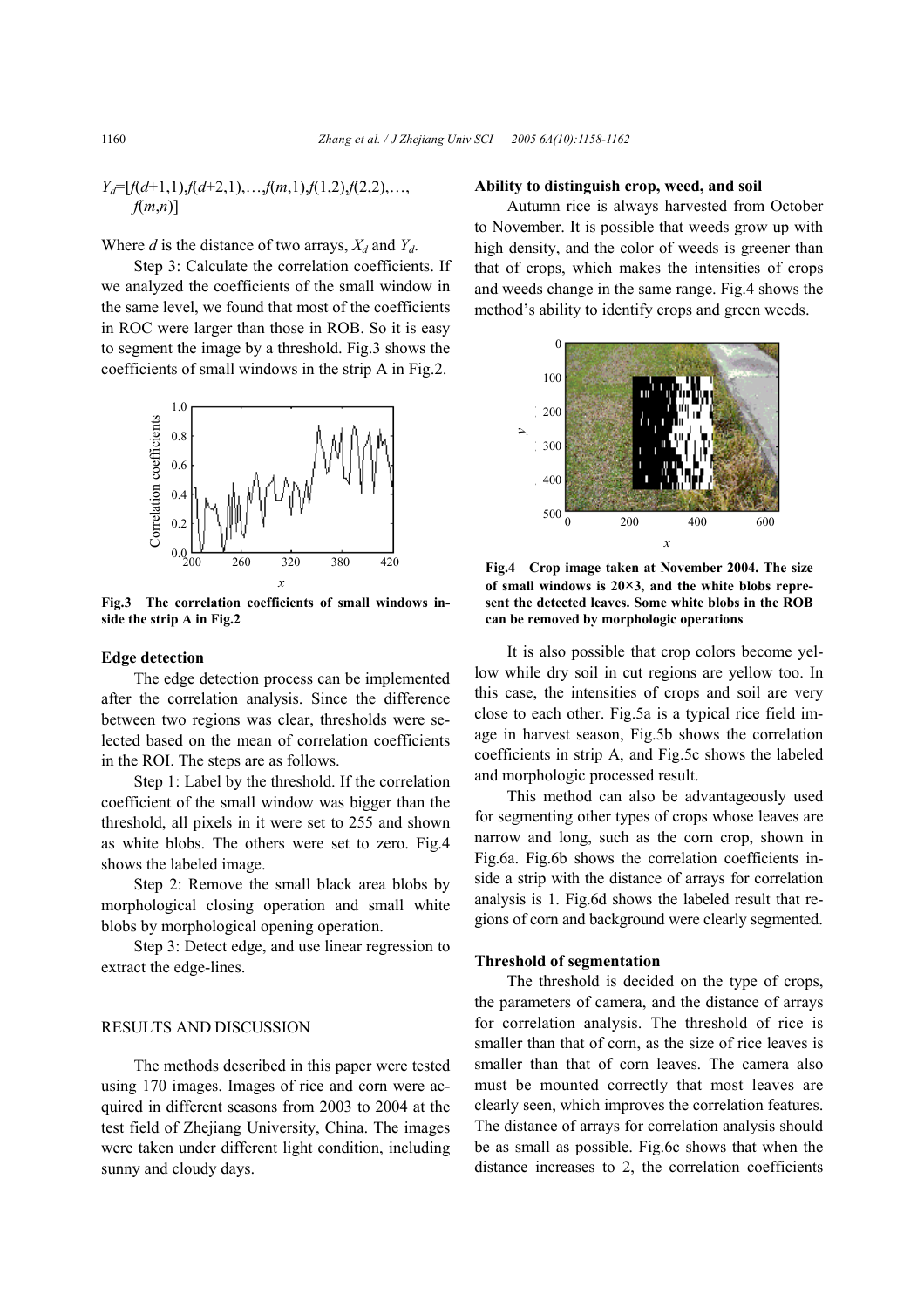$Y_d=[f(d+1,1),f(d+2,1),\ldots,f(m,1),f(1,2),f(2,2),\ldots,f(m,n)]$

Where $d$ is the distance of two arrays, $X_d$ and $Y_d$.

Step 3: Calculate the correlation coefficients. If we analyzed the coefficients of the small window in the same level, we found that most of the coefficients in ROC were larger than those in ROB. So it is easy to segment the image by a threshold. Fig.3 shows the coefficients of small windows in the strip A in Fig.2.

**Fig.3 The correlation coefficients of small windows inside the strip A in Fig.2**

### Edge detection

The edge detection process can be implemented after the correlation analysis. Since the difference between two regions was clear, thresholds were selected based on the mean of correlation coefficients in the ROI. The steps are as follows.

Step 1: Label by the threshold. If the correlation coefficient of the small window was bigger than the threshold, all pixels in it were set to 255 and shown as white blobs. The others were set to zero. Fig.4 shows the labeled image.

Step 2: Remove the small black area blobs by morphological closing operation and small white blobs by morphological opening operation.

Step 3: Detect edge, and use linear regression to extract the edge-lines.

## RESULTS AND DISCUSSION

The methods described in this paper were tested using 170 images. Images of rice and corn were acquired in different seasons from 2003 to 2004 at the test field of Zhejiang University, China. The images were taken under different light condition, including sunny and cloudy days.

### Ability to distinguish crop, weed, and soil

Autumn rice is always harvested from October to November. It is possible that weeds grow up with high density, and the color of weeds is greener than that of crops, which makes the intensities of crops and weeds change in the same range. Fig.4 shows the method's ability to identify crops and green weeds.

**Fig.4 Crop image taken at November 2004. The size of small windows is 20×3, and the white blobs represent the detected leaves. Some white blobs in the ROB can be removed by morphologic operations**

It is also possible that crop colors become yellow while dry soil in cut regions are yellow too. In this case, the intensities of crops and soil are very close to each other. Fig.5a is a typical rice field image in harvest season, Fig.5b shows the correlation coefficients in strip A, and Fig.5c shows the labeled and morphologic processed result.

This method can also be advantageously used for segmenting other types of crops whose leaves are narrow and long, such as the corn crop, shown in Fig.6a. Fig.6b shows the correlation coefficients inside a strip with the distance of arrays for correlation analysis is 1. Fig.6d shows the labeled result that regions of corn and background were clearly segmented.

### Threshold of segmentation

The threshold is decided on the type of crops, the parameters of camera, and the distance of arrays for correlation analysis. The threshold of rice is smaller than that of corn, as the size of rice leaves is smaller than that of corn leaves. The camera also must be mounted correctly that most leaves are clearly seen, which improves the correlation features. The distance of arrays for correlation analysis should be as small as possible. Fig.6c shows that when the distance increases to 2, the correlation coefficients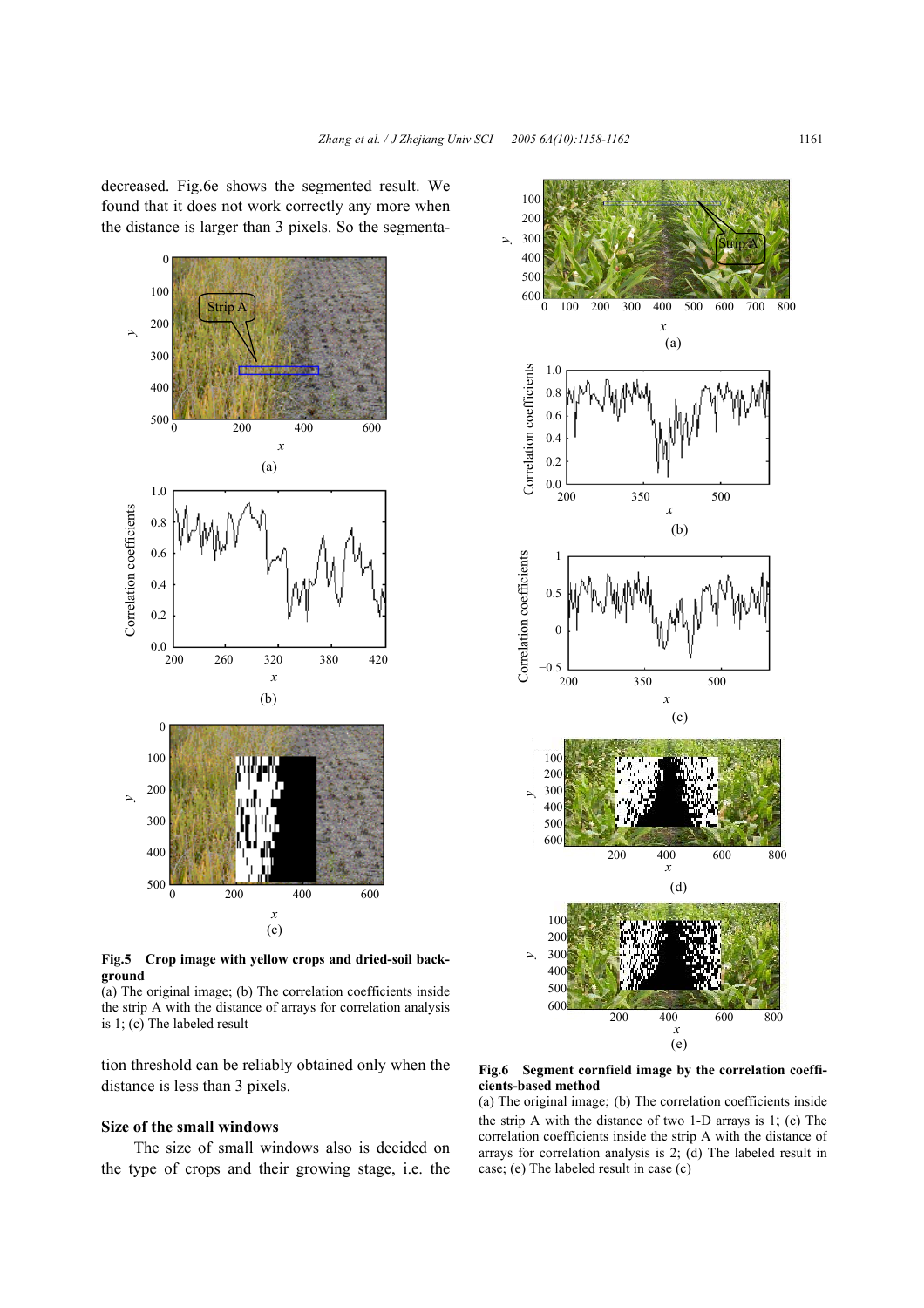decreased. Fig.6e shows the segmented result. We found that it does not work correctly any more when the distance is larger than 3 pixels. So the segmentation threshold can be reliably obtained only when the distance is less than 3 pixels.

**Fig.5 Crop image with yellow crops and dried-soil background**
(a) The original image; (b) The correlation coefficients inside the strip A with the distance of arrays for correlation analysis is 1; (c) The labeled result

### Size of the small windows

The size of small windows also is decided on the type of crops and their growing stage, i.e. the

**Fig.6 Segment cornfield image by the correlation coefficients-based method**
(a) The original image; (b) The correlation coefficients inside the strip A with the distance of two 1-D arrays is 1; (c) The correlation coefficients inside the strip A with the distance of arrays for correlation analysis is 2; (d) The labeled result in case; (e) The labeled result in case (c)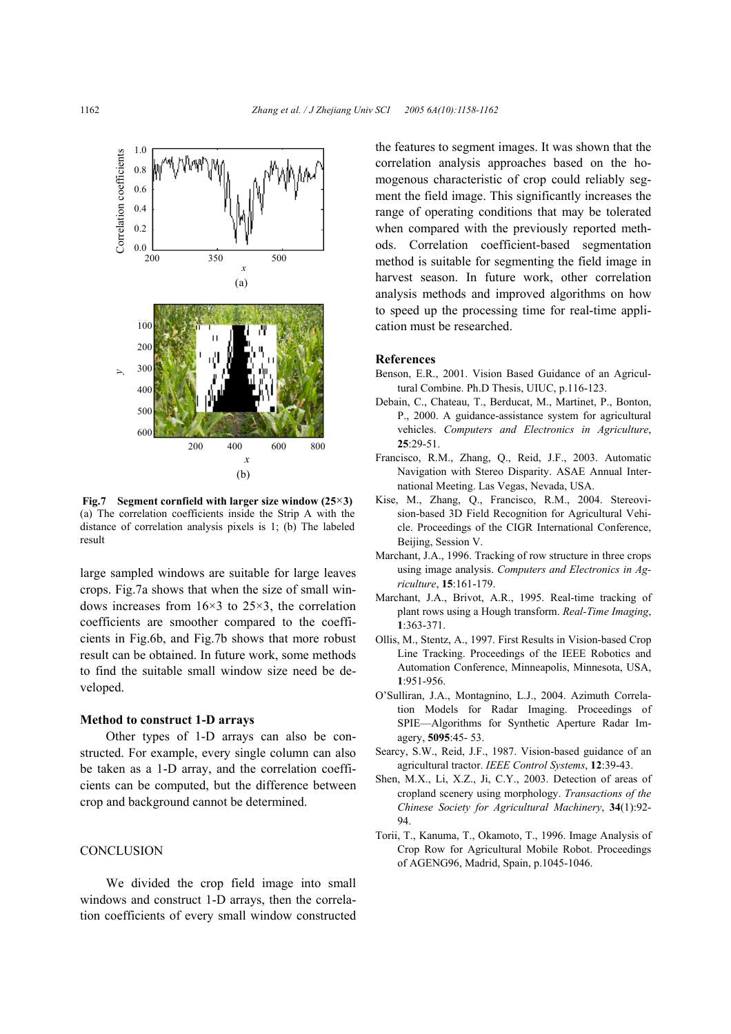Correlation coefficients

1.0

0.8

0.6

0.4

0.2

0.0

200 350 500

x

(a)

y

100

200

300

400

500

600

200 400 600 800

x

(b)

**Fig.7 Segment cornfield with larger size window (25×3)** (a) The correlation coefficients inside the Strip A with the distance of correlation analysis pixels is 1; (b) The labeled result

large sampled windows are suitable for large leaves crops. Fig.7a shows that when the size of small windows increases from 16×3 to 25×3, the correlation coefficients are smoother compared to the coefficients in Fig.6b, and Fig.7b shows that more robust result can be obtained. In future work, some methods to find the suitable small window size need be developed.

### Method to construct 1-D arrays

Other types of 1-D arrays can also be constructed. For example, every single column can also be taken as a 1-D array, and the correlation coefficients can be computed, but the difference between crop and background cannot be determined.

## CONCLUSION

We divided the crop field image into small windows and construct 1-D arrays, then the correlation coefficients of every small window constructed the features to segment images. It was shown that the correlation analysis approaches based on the homogenous characteristic of crop could reliably segment the field image. This significantly increases the range of operating conditions that may be tolerated when compared with the previously reported methods. Correlation coefficient-based segmentation method is suitable for segmenting the field image in harvest season. In future work, other correlation analysis methods and improved algorithms on how to speed up the processing time for real-time application must be researched.

## References

Benson, E.R., 2001. Vision Based Guidance of an Agricultural Combine. Ph.D Thesis, UIUC, p.116-123.

Debain, C., Chateau, T., Berducat, M., Martinet, P., Bonton, P., 2000. A guidance-assistance system for agricultural vehicles. *Computers and Electronics in Agriculture*, **25**:29-51.

Francisco, R.M., Zhang, Q., Reid, J.F., 2003. Automatic Navigation with Stereo Disparity. ASAE Annual International Meeting. Las Vegas, Nevada, USA.

Kise, M., Zhang, Q., Francisco, R.M., 2004. Stereovision-based 3D Field Recognition for Agricultural Vehicle. Proceedings of the CIGR International Conference, Beijing, Session V.

Marchant, J.A., 1996. Tracking of row structure in three crops using image analysis. *Computers and Electronics in Agriculture*, **15**:161-179.

Marchant, J.A., Brivot, A.R., 1995. Real-time tracking of plant rows using a Hough transform. *Real-Time Imaging*, **1**:363-371.

Ollis, M., Stentz, A., 1997. First Results in Vision-based Crop Line Tracking. Proceedings of the IEEE Robotics and Automation Conference, Minneapolis, Minnesota, USA, **1**:951-956.

O'Sulliran, J.A., Montagnino, L.J., 2004. Azimuth Correlation Models for Radar Imaging. Proceedings of SPIE—Algorithms for Synthetic Aperture Radar Imagery, **5095**:45- 53.

Searcy, S.W., Reid, J.F., 1987. Vision-based guidance of an agricultural tractor. *IEEE Control Systems*, **12**:39-43.

Shen, M.X., Li, X.Z., Ji, C.Y., 2003. Detection of areas of cropland scenery using morphology. *Transactions of the Chinese Society for Agricultural Machinery*, **34**(1):92-94.

Torii, T., Kanuma, T., Okamoto, T., 1996. Image Analysis of Crop Row for Agricultural Mobile Robot. Proceedings of AGENG96, Madrid, Spain, p.1045-1046.